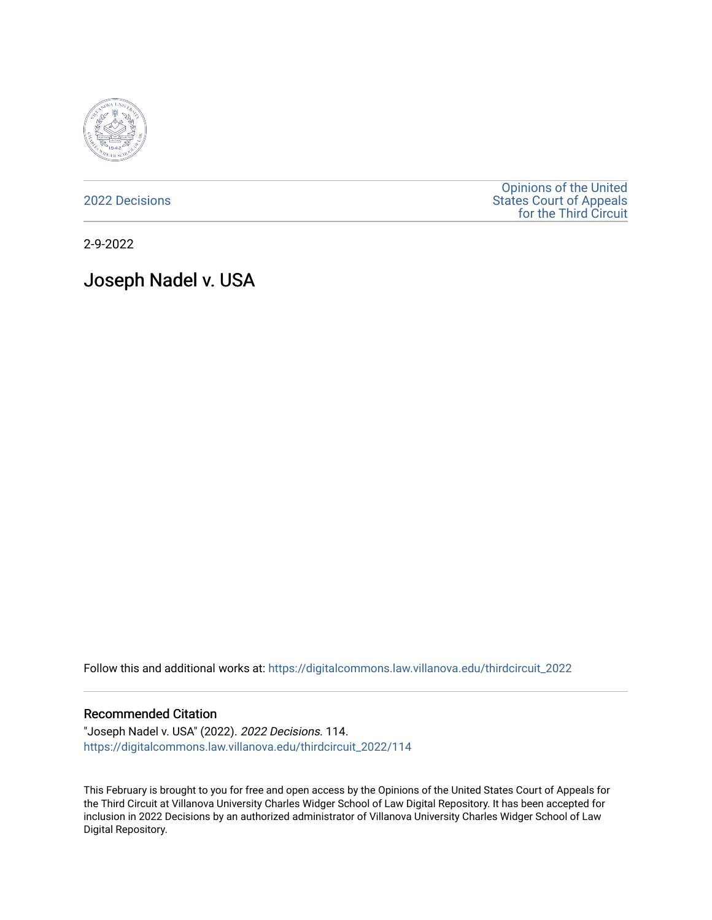2022 Decisions

Opinions of the United States Court of Appeals for the Third Circuit

2-9-2022

# Joseph Nadel v. USA

Follow this and additional works at: https://digitalcommons.law.villanova.edu/thirdcircuit_2022

## Recommended Citation

"Joseph Nadel v. USA" (2022). *2022 Decisions*. 114.
https://digitalcommons.law.villanova.edu/thirdcircuit_2022/114

This February is brought to you for free and open access by the Opinions of the United States Court of Appeals for the Third Circuit at Villanova University Charles Widger School of Law Digital Repository. It has been accepted for inclusion in 2022 Decisions by an authorized administrator of Villanova University Charles Widger School of Law Digital Repository.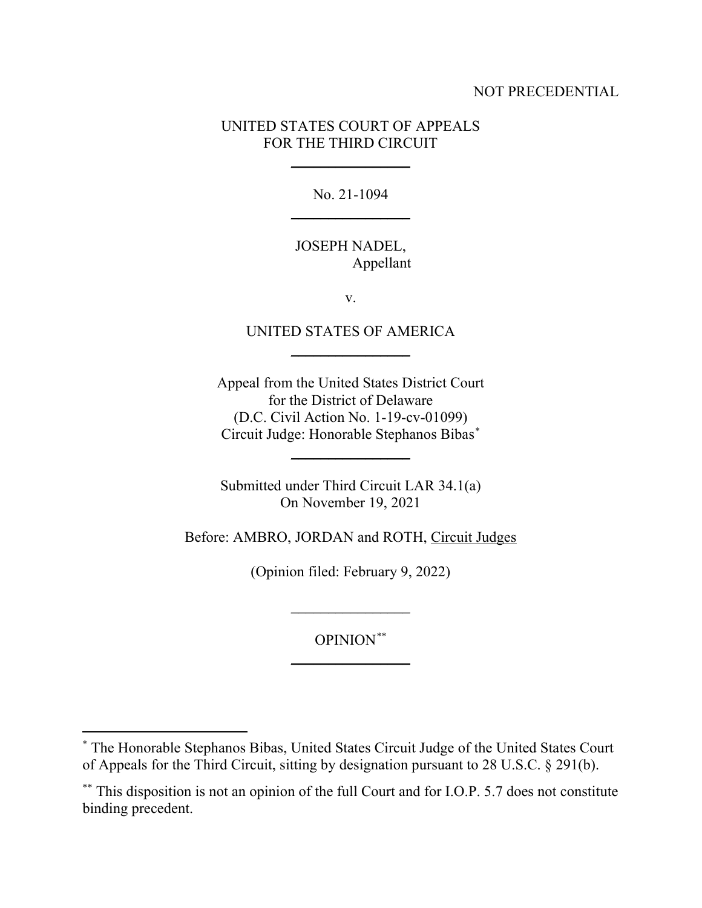NOT PRECEDENTIAL

UNITED STATES COURT OF APPEALS
FOR THE THIRD CIRCUIT

---

No. 21-1094

---

JOSEPH NADEL,
Appellant

v.

UNITED STATES OF AMERICA

---

Appeal from the United States District Court
for the District of Delaware
(D.C. Civil Action No. 1-19-cv-01099)
Circuit Judge: Honorable Stephanos Bibas*

---

Submitted under Third Circuit LAR 34.1(a)
On November 19, 2021

Before: AMBRO, JORDAN and ROTH, Circuit Judges

(Opinion filed: February 9, 2022)

---

OPINION**

---

* The Honorable Stephanos Bibas, United States Circuit Judge of the United States Court of Appeals for the Third Circuit, sitting by designation pursuant to 28 U.S.C. § 291(b).

** This disposition is not an opinion of the full Court and for I.O.P. 5.7 does not constitute binding precedent.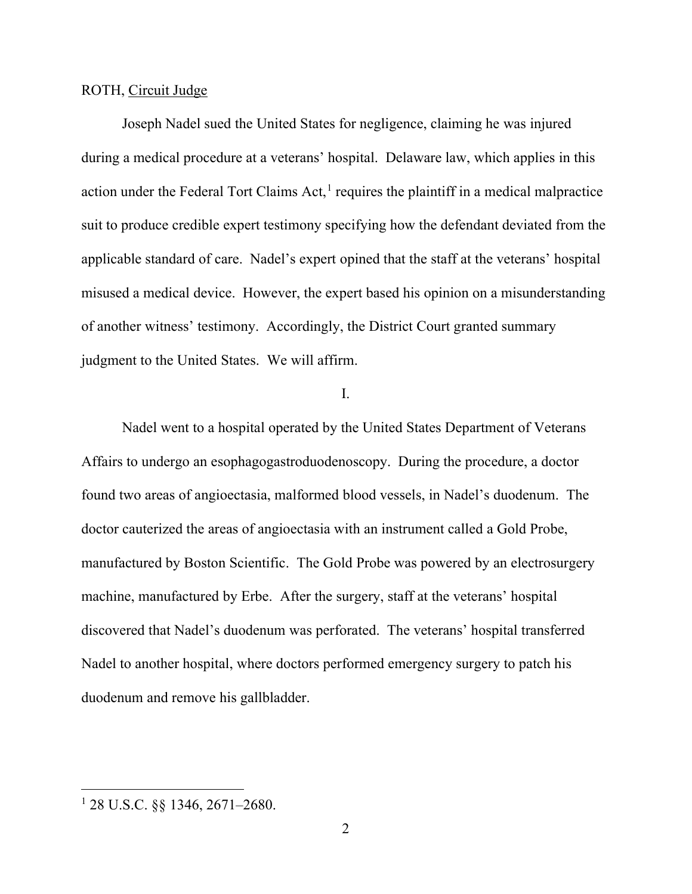ROTH, Circuit Judge

Joseph Nadel sued the United States for negligence, claiming he was injured during a medical procedure at a veterans' hospital. Delaware law, which applies in this action under the Federal Tort Claims Act,[1] requires the plaintiff in a medical malpractice suit to produce credible expert testimony specifying how the defendant deviated from the applicable standard of care. Nadel's expert opined that the staff at the veterans' hospital misused a medical device. However, the expert based his opinion on a misunderstanding of another witness' testimony. Accordingly, the District Court granted summary judgment to the United States. We will affirm.

I.

Nadel went to a hospital operated by the United States Department of Veterans Affairs to undergo an esophagogastroduodenoscopy. During the procedure, a doctor found two areas of angioectasia, malformed blood vessels, in Nadel's duodenum. The doctor cauterized the areas of angioectasia with an instrument called a Gold Probe, manufactured by Boston Scientific. The Gold Probe was powered by an electrosurgery machine, manufactured by Erbe. After the surgery, staff at the veterans' hospital discovered that Nadel's duodenum was perforated. The veterans' hospital transferred Nadel to another hospital, where doctors performed emergency surgery to patch his duodenum and remove his gallbladder.

---

[1] 28 U.S.C. §§ 1346, 2671–2680.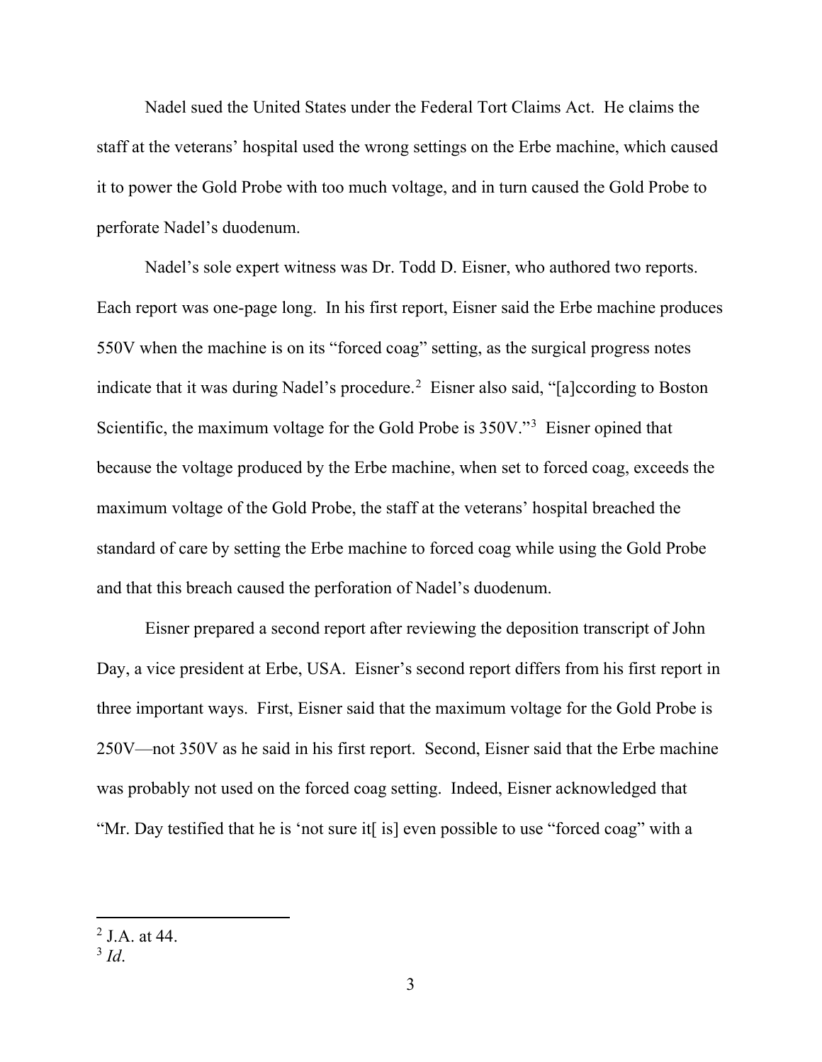Nadel sued the United States under the Federal Tort Claims Act. He claims the staff at the veterans' hospital used the wrong settings on the Erbe machine, which caused it to power the Gold Probe with too much voltage, and in turn caused the Gold Probe to perforate Nadel's duodenum.

Nadel's sole expert witness was Dr. Todd D. Eisner, who authored two reports. Each report was one-page long. In his first report, Eisner said the Erbe machine produces 550V when the machine is on its "forced coag" setting, as the surgical progress notes indicate that it was during Nadel's procedure.[2] Eisner also said, "[a]ccording to Boston Scientific, the maximum voltage for the Gold Probe is 350V."[3] Eisner opined that because the voltage produced by the Erbe machine, when set to forced coag, exceeds the maximum voltage of the Gold Probe, the staff at the veterans' hospital breached the standard of care by setting the Erbe machine to forced coag while using the Gold Probe and that this breach caused the perforation of Nadel's duodenum.

Eisner prepared a second report after reviewing the deposition transcript of John Day, a vice president at Erbe, USA. Eisner's second report differs from his first report in three important ways. First, Eisner said that the maximum voltage for the Gold Probe is 250V—not 350V as he said in his first report. Second, Eisner said that the Erbe machine was probably not used on the forced coag setting. Indeed, Eisner acknowledged that "Mr. Day testified that he is 'not sure it[ is] even possible to use "forced coag" with a

---

[2] J.A. at 44.

[3] *Id*.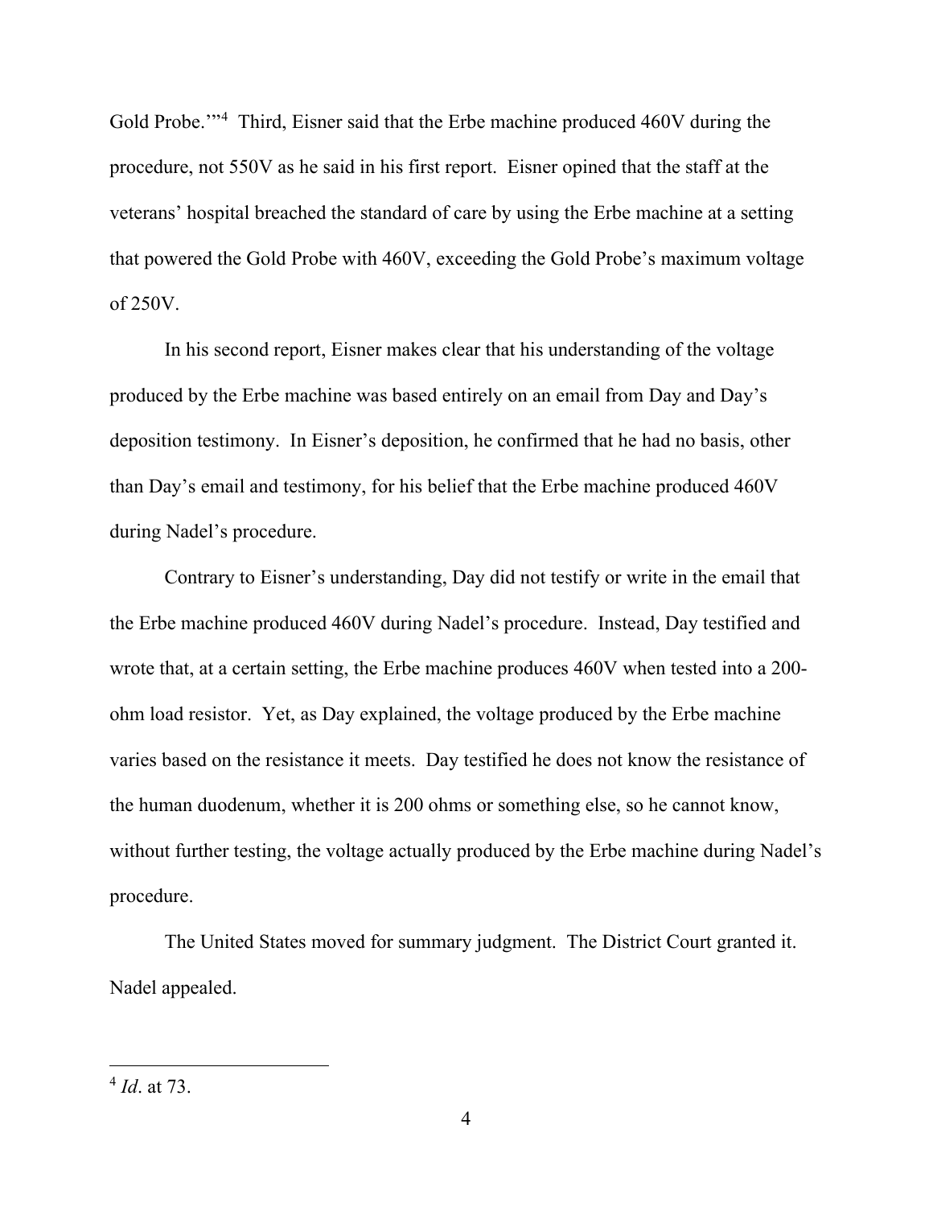Gold Probe.'"[4] Third, Eisner said that the Erbe machine produced 460V during the procedure, not 550V as he said in his first report. Eisner opined that the staff at the veterans' hospital breached the standard of care by using the Erbe machine at a setting that powered the Gold Probe with 460V, exceeding the Gold Probe's maximum voltage of 250V.

In his second report, Eisner makes clear that his understanding of the voltage produced by the Erbe machine was based entirely on an email from Day and Day's deposition testimony. In Eisner's deposition, he confirmed that he had no basis, other than Day's email and testimony, for his belief that the Erbe machine produced 460V during Nadel's procedure.

Contrary to Eisner's understanding, Day did not testify or write in the email that the Erbe machine produced 460V during Nadel's procedure. Instead, Day testified and wrote that, at a certain setting, the Erbe machine produces 460V when tested into a 200-ohm load resistor. Yet, as Day explained, the voltage produced by the Erbe machine varies based on the resistance it meets. Day testified he does not know the resistance of the human duodenum, whether it is 200 ohms or something else, so he cannot know, without further testing, the voltage actually produced by the Erbe machine during Nadel's procedure.

The United States moved for summary judgment. The District Court granted it. Nadel appealed.

---

[4] *Id*. at 73.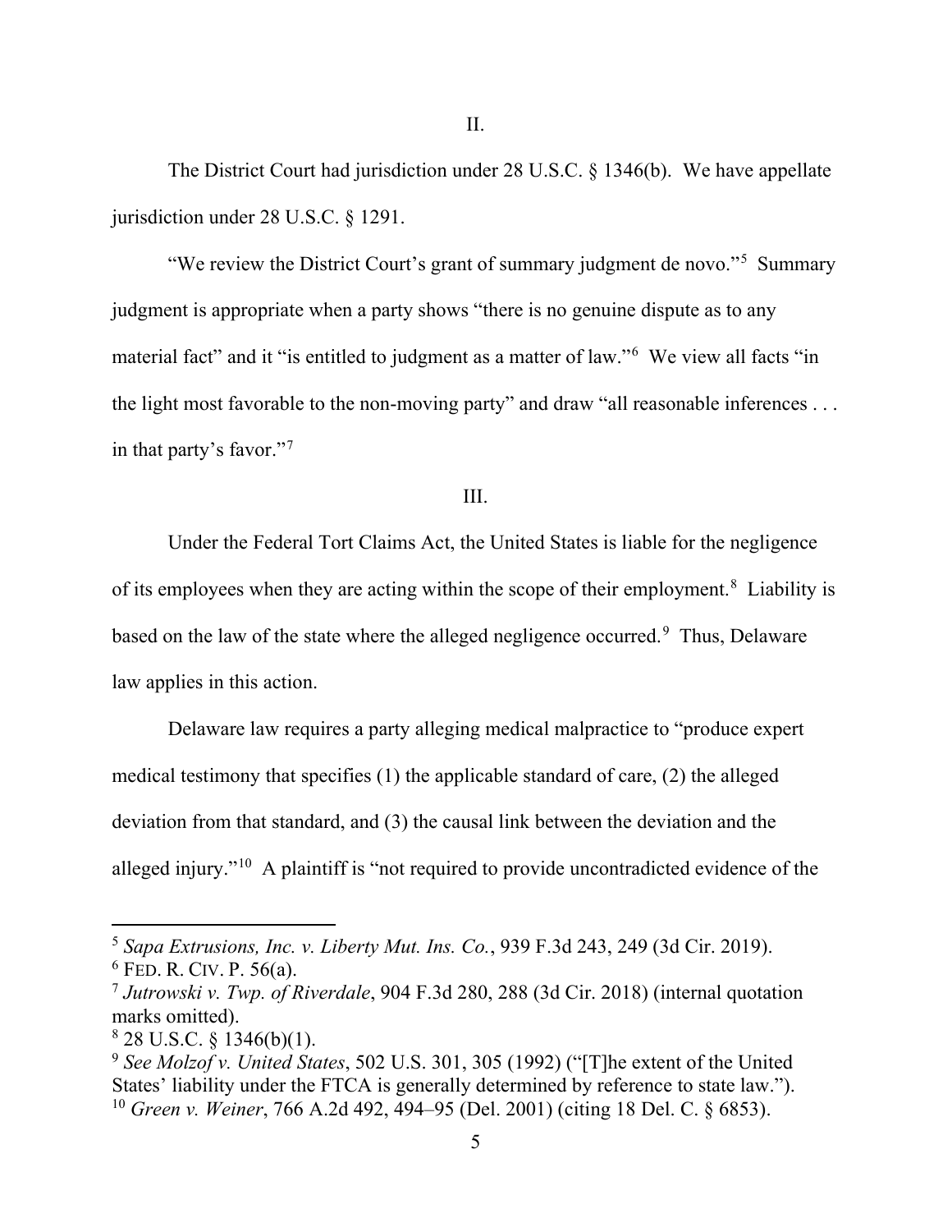II.

The District Court had jurisdiction under 28 U.S.C. § 1346(b). We have appellate jurisdiction under 28 U.S.C. § 1291.

"We review the District Court's grant of summary judgment de novo."[5] Summary judgment is appropriate when a party shows "there is no genuine dispute as to any material fact" and it "is entitled to judgment as a matter of law."[6] We view all facts "in the light most favorable to the non-moving party" and draw "all reasonable inferences . . . in that party's favor."[7]

III.

Under the Federal Tort Claims Act, the United States is liable for the negligence of its employees when they are acting within the scope of their employment.[8] Liability is based on the law of the state where the alleged negligence occurred.[9] Thus, Delaware law applies in this action.

Delaware law requires a party alleging medical malpractice to "produce expert medical testimony that specifies (1) the applicable standard of care, (2) the alleged deviation from that standard, and (3) the causal link between the deviation and the alleged injury."[10] A plaintiff is "not required to provide uncontradicted evidence of the

---

[5] *Sapa Extrusions, Inc. v. Liberty Mut. Ins. Co.*, 939 F.3d 243, 249 (3d Cir. 2019).
[6] FED. R. CIV. P. 56(a).
[7] *Jutrowski v. Twp. of Riverdale*, 904 F.3d 280, 288 (3d Cir. 2018) (internal quotation marks omitted).
[8] 28 U.S.C. § 1346(b)(1).
[9] *See Molzof v. United States*, 502 U.S. 301, 305 (1992) ("[T]he extent of the United States' liability under the FTCA is generally determined by reference to state law.").
[10] *Green v. Weiner*, 766 A.2d 492, 494–95 (Del. 2001) (citing 18 Del. C. § 6853).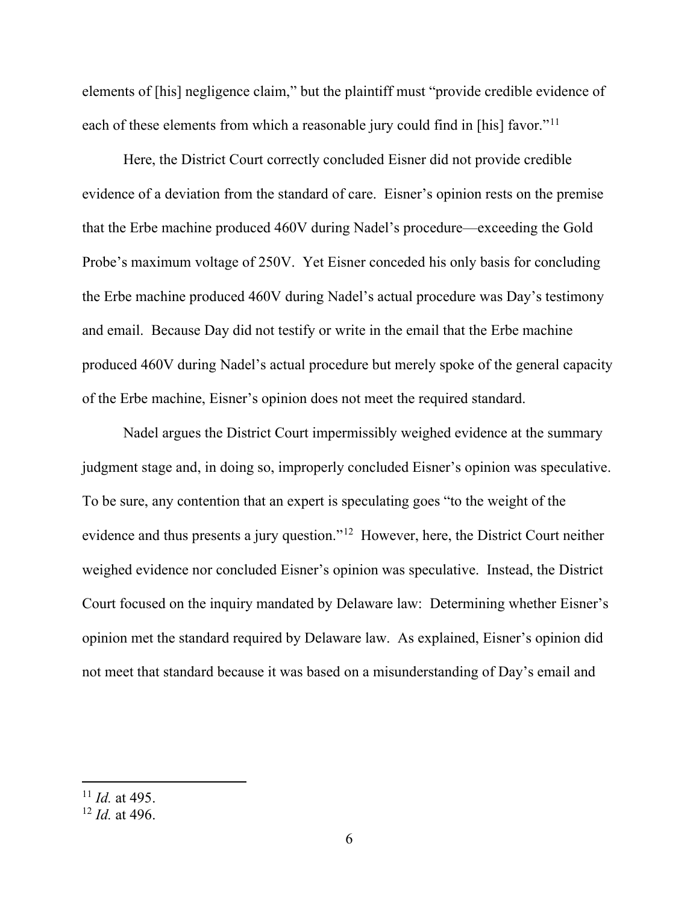elements of [his] negligence claim," but the plaintiff must "provide credible evidence of each of these elements from which a reasonable jury could find in [his] favor."[11]

Here, the District Court correctly concluded Eisner did not provide credible evidence of a deviation from the standard of care. Eisner's opinion rests on the premise that the Erbe machine produced 460V during Nadel's procedure—exceeding the Gold Probe's maximum voltage of 250V. Yet Eisner conceded his only basis for concluding the Erbe machine produced 460V during Nadel's actual procedure was Day's testimony and email. Because Day did not testify or write in the email that the Erbe machine produced 460V during Nadel's actual procedure but merely spoke of the general capacity of the Erbe machine, Eisner's opinion does not meet the required standard.

Nadel argues the District Court impermissibly weighed evidence at the summary judgment stage and, in doing so, improperly concluded Eisner's opinion was speculative. To be sure, any contention that an expert is speculating goes "to the weight of the evidence and thus presents a jury question."[12] However, here, the District Court neither weighed evidence nor concluded Eisner's opinion was speculative. Instead, the District Court focused on the inquiry mandated by Delaware law: Determining whether Eisner's opinion met the standard required by Delaware law. As explained, Eisner's opinion did not meet that standard because it was based on a misunderstanding of Day's email and

---

[11] *Id.* at 495.

[12] *Id.* at 496.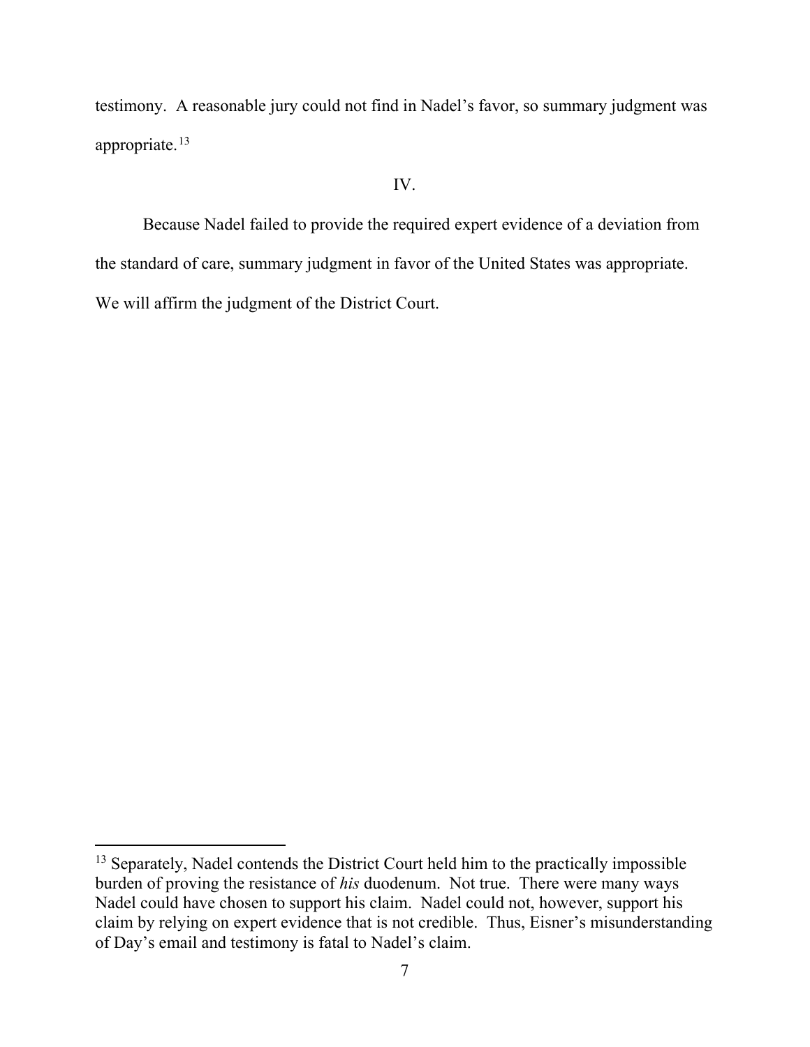testimony. A reasonable jury could not find in Nadel's favor, so summary judgment was appropriate.[13]

IV.

Because Nadel failed to provide the required expert evidence of a deviation from the standard of care, summary judgment in favor of the United States was appropriate. We will affirm the judgment of the District Court.

---

[13] Separately, Nadel contends the District Court held him to the practically impossible burden of proving the resistance of *his* duodenum. Not true. There were many ways Nadel could have chosen to support his claim. Nadel could not, however, support his claim by relying on expert evidence that is not credible. Thus, Eisner's misunderstanding of Day's email and testimony is fatal to Nadel's claim.